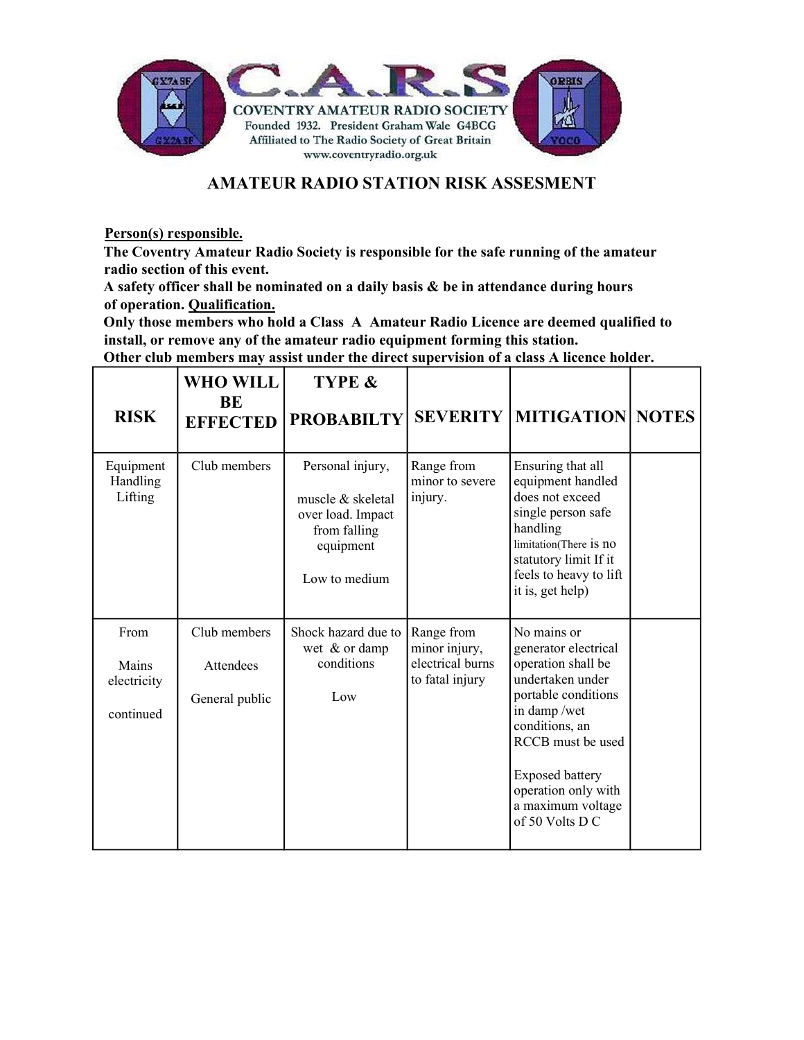C.A.R.S

COVENTRY AMATEUR RADIO SOCIETY
Founded 1932. President Graham Wale G4BCG
Affiliated to The Radio Society of Great Britain
www.coventryradio.org.uk

# AMATEUR RADIO STATION RISK ASSESMENT

**Person(s) responsible.**

**The Coventry Amateur Radio Society is responsible for the safe running of the amateur radio section of this event.**

**A safety officer shall be nominated on a daily basis & be in attendance during hours of operation. Qualification.**

**Only those members who hold a Class A Amateur Radio Licence are deemed qualified to install, or remove any of the amateur radio equipment forming this station.**

**Other club members may assist under the direct supervision of a class A licence holder.**

| RISK | WHO WILL BE EFFECTED | TYPE & PROBABILTY | SEVERITY | MITIGATION | NOTES |
|---|---|---|---|---|---|
| Equipment Handling Lifting | Club members | Personal injury, muscle & skeletal over load. Impact from falling equipment. Low to medium | Range from minor to severe injury. | Ensuring that all equipment handled does not exceed single person safe handling limitation(There is no statutory limit If it feels to heavy to lift it is, get help) | |
| From Mains electricity continued | Club members, Attendees, General public | Shock hazard due to wet & or damp conditions. Low | Range from minor injury, electrical burns to fatal injury | No mains or generator electrical operation shall be undertaken under portable conditions in damp /wet conditions, an RCCB must be used. Exposed battery operation only with a maximum voltage of 50 Volts D C | |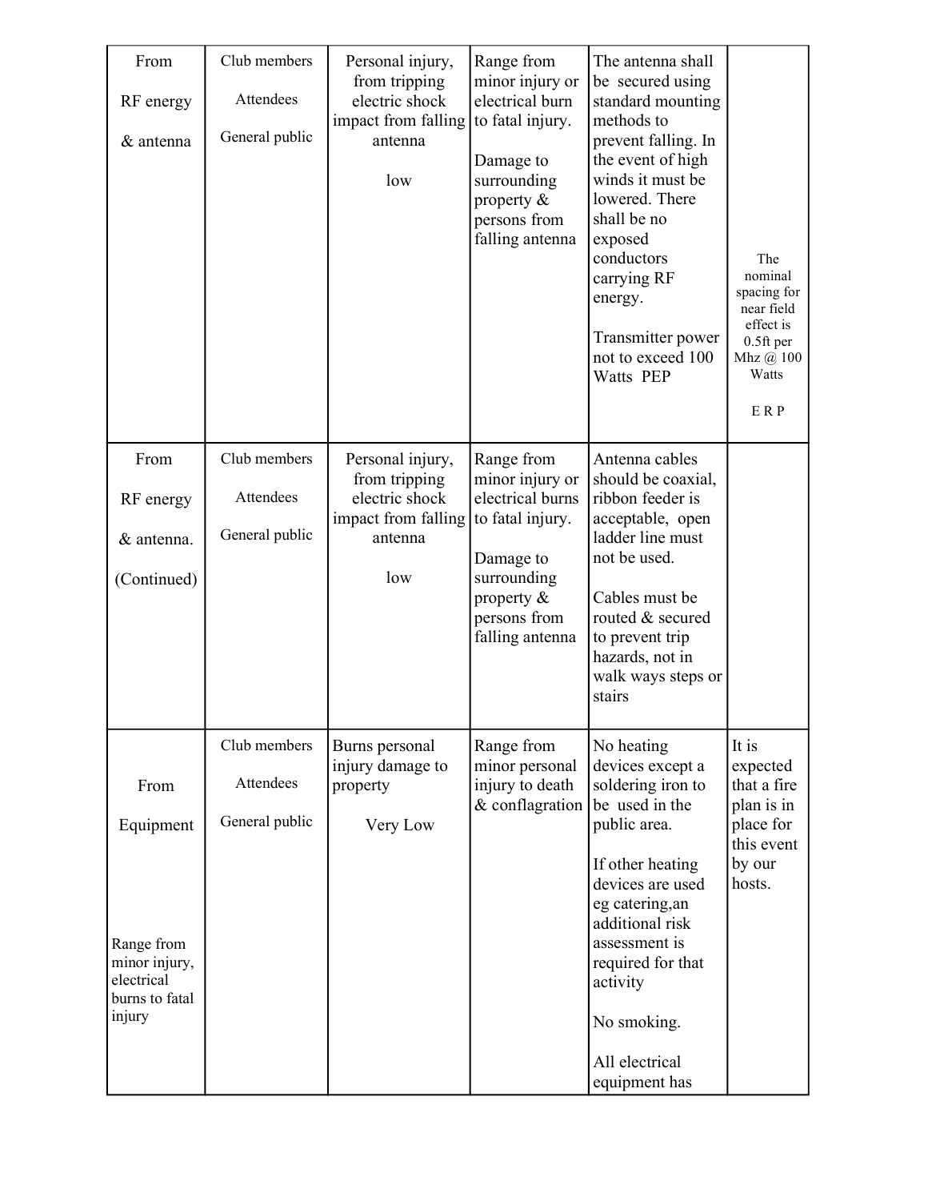| From RF energy & antenna | Club members<br>Attendees<br>General public | Personal injury, from tripping electric shock impact from falling antenna<br><br>low | Range from minor injury or electrical burn to fatal injury.<br><br>Damage to surrounding property & persons from falling antenna | The antenna shall be secured using standard mounting methods to prevent falling. In the event of high winds it must be lowered. There shall be no exposed conductors carrying RF energy.<br><br>Transmitter power not to exceed 100 Watts PEP | The nominal spacing for near field effect is 0.5ft per Mhz @ 100 Watts<br><br>E R P |
|---|---|---|---|---|---|
| From RF energy & antenna. (Continued) | Club members<br>Attendees<br>General public | Personal injury, from tripping electric shock impact from falling antenna<br><br>low | Range from minor injury or electrical burns to fatal injury.<br><br>Damage to surrounding property & persons from falling antenna | Antenna cables should be coaxial, ribbon feeder is acceptable, open ladder line must not be used.<br><br>Cables must be routed & secured to prevent trip hazards, not in walk ways steps or stairs | |
| From Equipment<br><br>Range from minor injury, electrical burns to fatal injury | Club members<br>Attendees<br>General public | Burns personal injury damage to property<br><br>Very Low | Range from minor personal injury to death & conflagration | No heating devices except a soldering iron to be used in the public area.<br><br>If other heating devices are used eg catering,an additional risk assessment is required for that activity<br><br>No smoking.<br><br>All electrical equipment has | It is expected that a fire plan is in place for this event by our hosts. |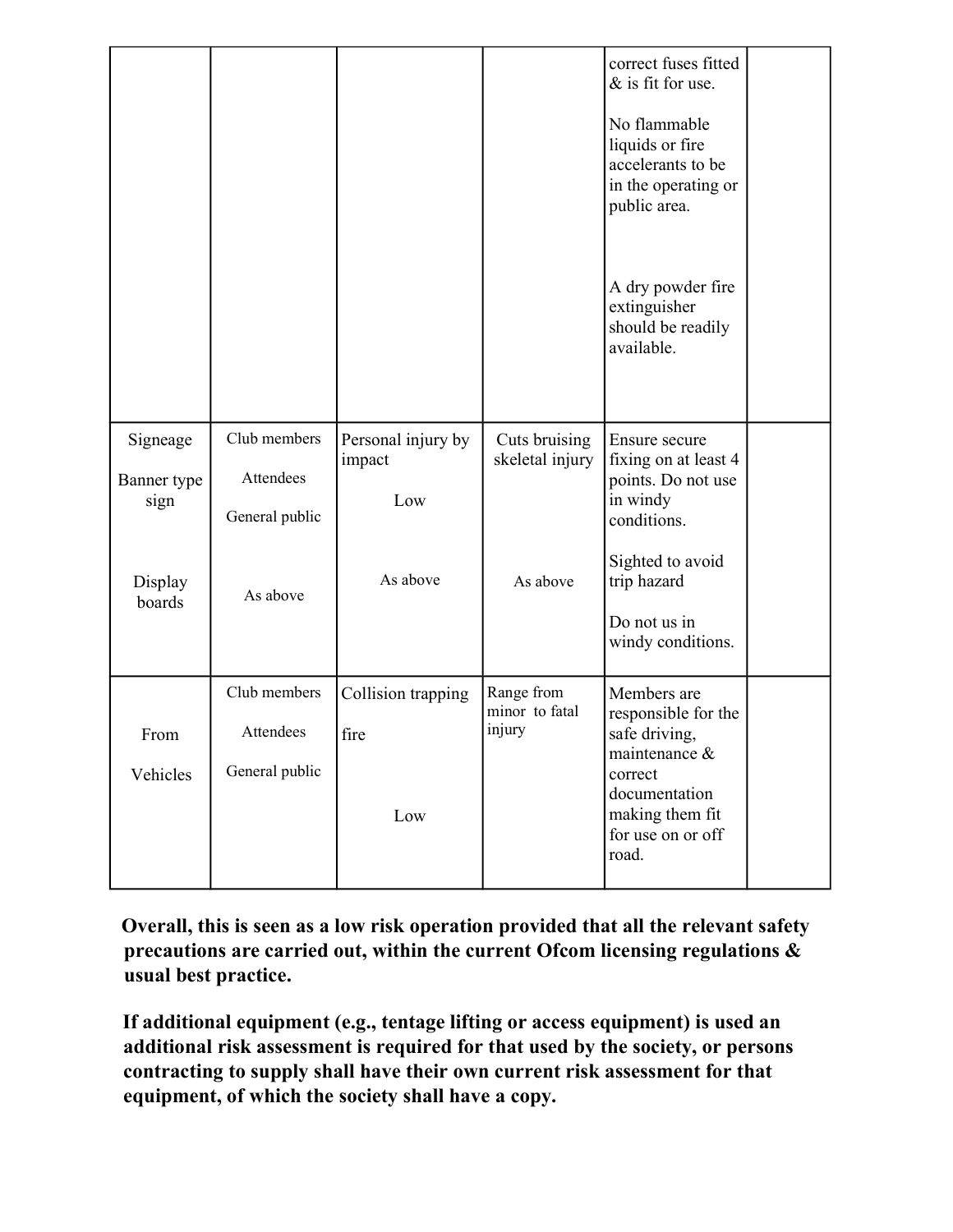| | | | | | |
|---|---|---|---|---|---|
| | | | | correct fuses fitted & is fit for use.<br><br>No flammable liquids or fire accelerants to be in the operating or public area.<br><br>A dry powder fire extinguisher should be readily available. | |
| Signeage<br><br>Banner type sign<br><br>Display boards | Club members<br><br>Attendees<br><br>General public<br><br>As above | Personal injury by impact<br><br>Low<br><br>As above | Cuts bruising skeletal injury<br><br>As above | Ensure secure fixing on at least 4 points. Do not use in windy conditions.<br><br>Sighted to avoid trip hazard<br><br>Do not us in windy conditions. | |
| From<br><br>Vehicles | Club members<br><br>Attendees<br><br>General public | Collision trapping<br><br>fire<br><br>Low | Range from minor to fatal injury | Members are responsible for the safe driving, maintenance & correct documentation making them fit for use on or off road. | |

**Overall, this is seen as a low risk operation provided that all the relevant safety precautions are carried out, within the current Ofcom licensing regulations & usual best practice.**

**If additional equipment (e.g., tentage lifting or access equipment) is used an additional risk assessment is required for that used by the society, or persons contracting to supply shall have their own current risk assessment for that equipment, of which the society shall have a copy.**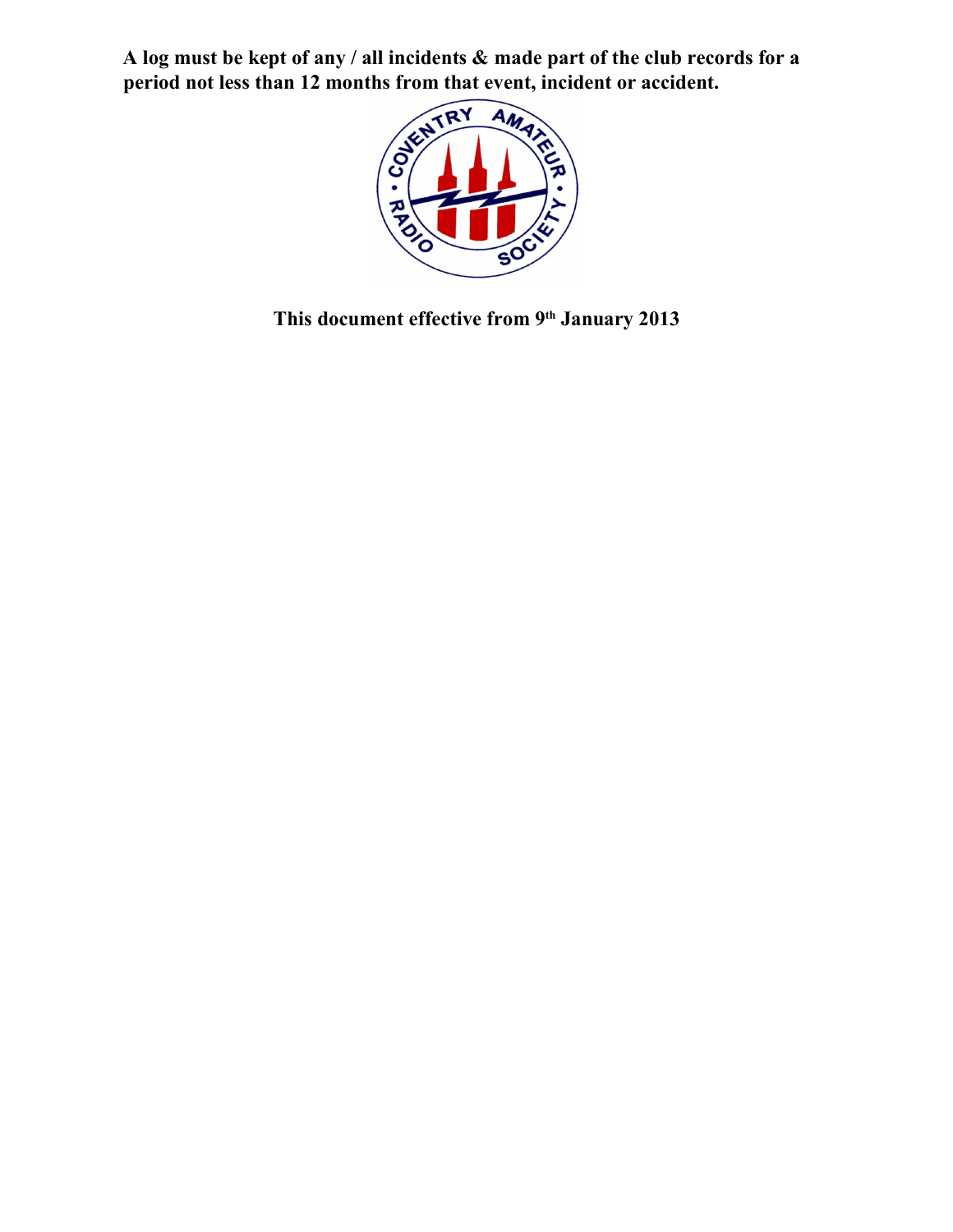**A log must be kept of any / all incidents & made part of the club records for a period not less than 12 months from that event, incident or accident.**

**This document effective from 9th January 2013**